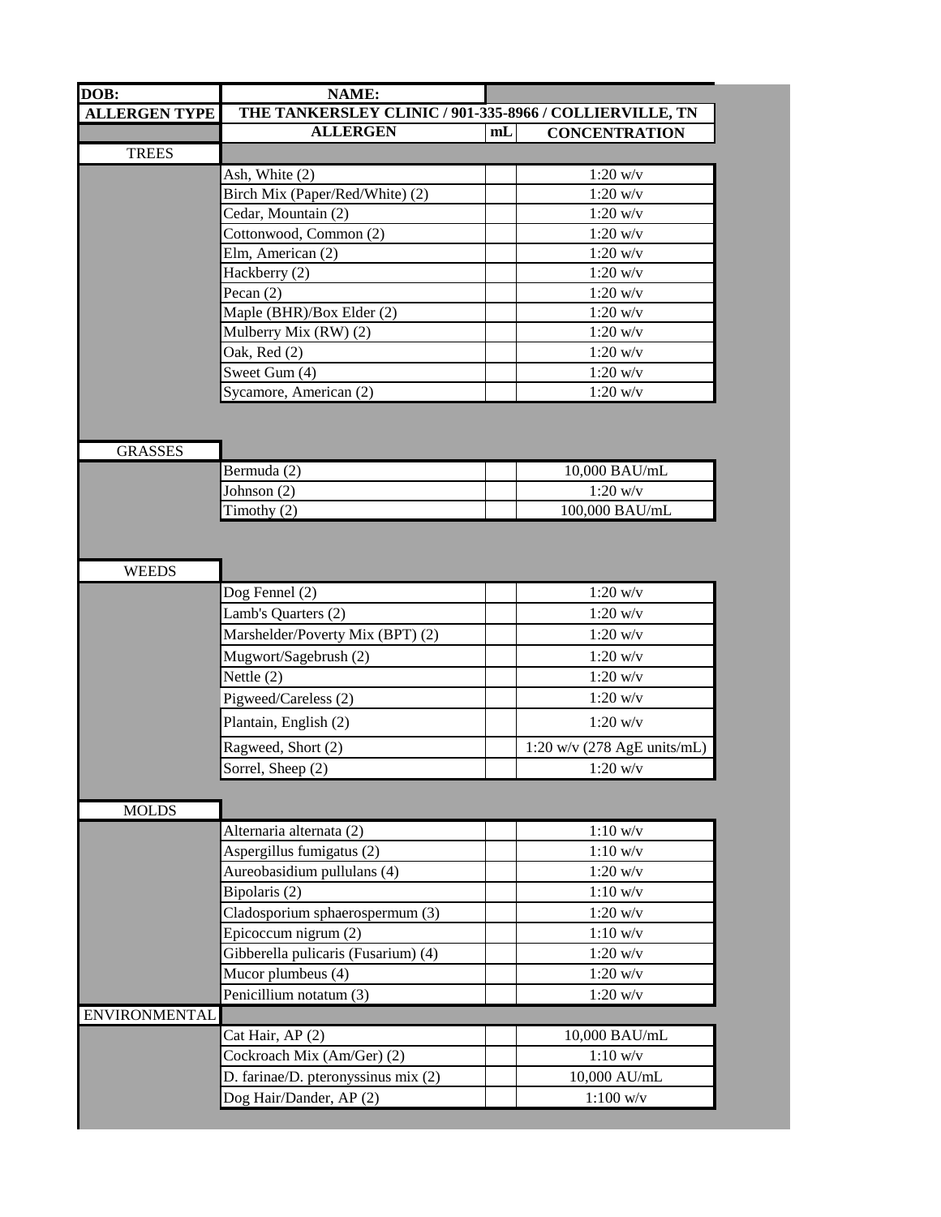| DOB: | NAME: | | |
|---|---|---|---|
| **ALLERGEN TYPE** | **THE TANKERSLEY CLINIC / 901-335-8966 / COLLIERVILLE, TN** | | |
| | **ALLERGEN** | **mL** | **CONCENTRATION** |
| TREES | | | |
| | Ash, White (2) | | 1:20 w/v |
| | Birch Mix (Paper/Red/White) (2) | | 1:20 w/v |
| | Cedar, Mountain (2) | | 1:20 w/v |
| | Cottonwood, Common (2) | | 1:20 w/v |
| | Elm, American (2) | | 1:20 w/v |
| | Hackberry (2) | | 1:20 w/v |
| | Pecan (2) | | 1:20 w/v |
| | Maple (BHR)/Box Elder (2) | | 1:20 w/v |
| | Mulberry Mix (RW) (2) | | 1:20 w/v |
| | Oak, Red (2) | | 1:20 w/v |
| | Sweet Gum (4) | | 1:20 w/v |
| | Sycamore, American (2) | | 1:20 w/v |
| GRASSES | | | |
| | Bermuda (2) | | 10,000 BAU/mL |
| | Johnson (2) | | 1:20 w/v |
| | Timothy (2) | | 100,000 BAU/mL |
| WEEDS | | | |
| | Dog Fennel (2) | | 1:20 w/v |
| | Lamb's Quarters (2) | | 1:20 w/v |
| | Marshelder/Poverty Mix (BPT) (2) | | 1:20 w/v |
| | Mugwort/Sagebrush (2) | | 1:20 w/v |
| | Nettle (2) | | 1:20 w/v |
| | Pigweed/Careless (2) | | 1:20 w/v |
| | Plantain, English (2) | | 1:20 w/v |
| | Ragweed, Short (2) | | 1:20 w/v (278 AgE units/mL) |
| | Sorrel, Sheep (2) | | 1:20 w/v |
| MOLDS | | | |
| | Alternaria alternata (2) | | 1:10 w/v |
| | Aspergillus fumigatus (2) | | 1:10 w/v |
| | Aureobasidium pullulans (4) | | 1:20 w/v |
| | Bipolaris (2) | | 1:10 w/v |
| | Cladosporium sphaerospermum (3) | | 1:20 w/v |
| | Epicoccum nigrum (2) | | 1:10 w/v |
| | Gibberella pulicaris (Fusarium) (4) | | 1:20 w/v |
| | Mucor plumbeus (4) | | 1:20 w/v |
| | Penicillium notatum (3) | | 1:20 w/v |
| ENVIRONMENTAL | | | |
| | Cat Hair, AP (2) | | 10,000 BAU/mL |
| | Cockroach Mix (Am/Ger) (2) | | 1:10 w/v |
| | D. farinae/D. pteronyssinus mix (2) | | 10,000 AU/mL |
| | Dog Hair/Dander, AP (2) | | 1:100 w/v |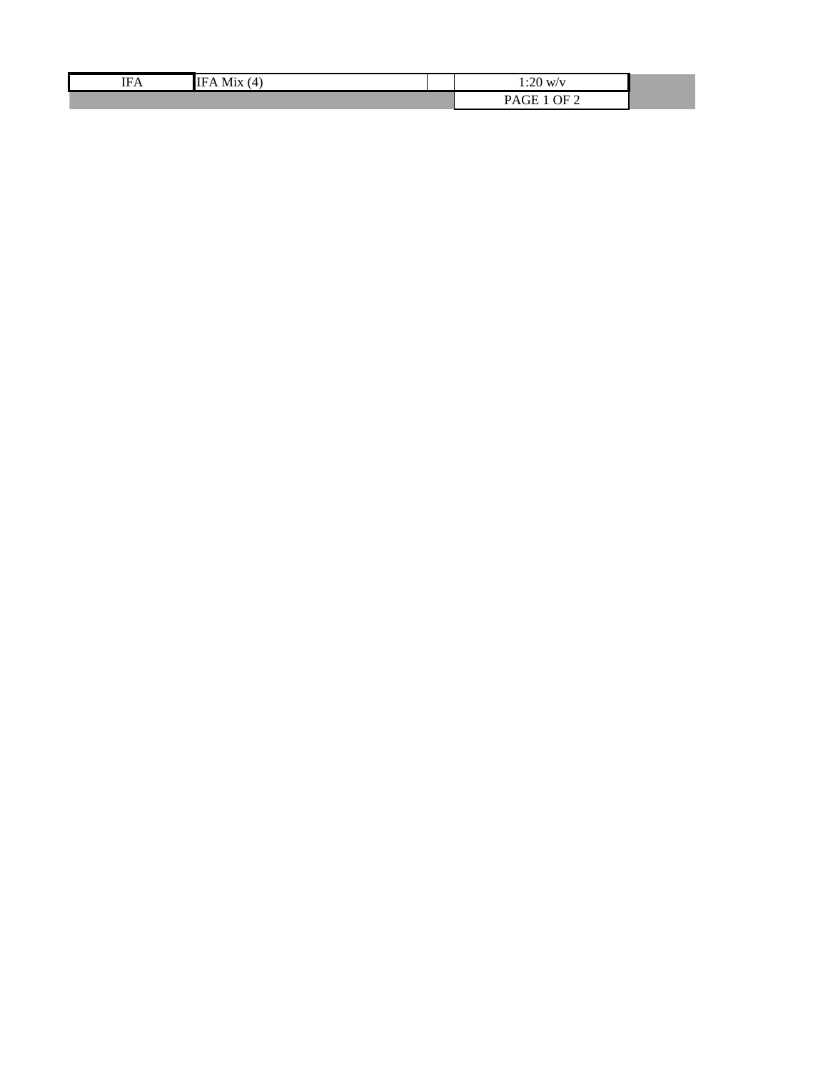| IFA | IFA Mix (4) | | 1:20 w/v |
| --- | --- | --- | --- |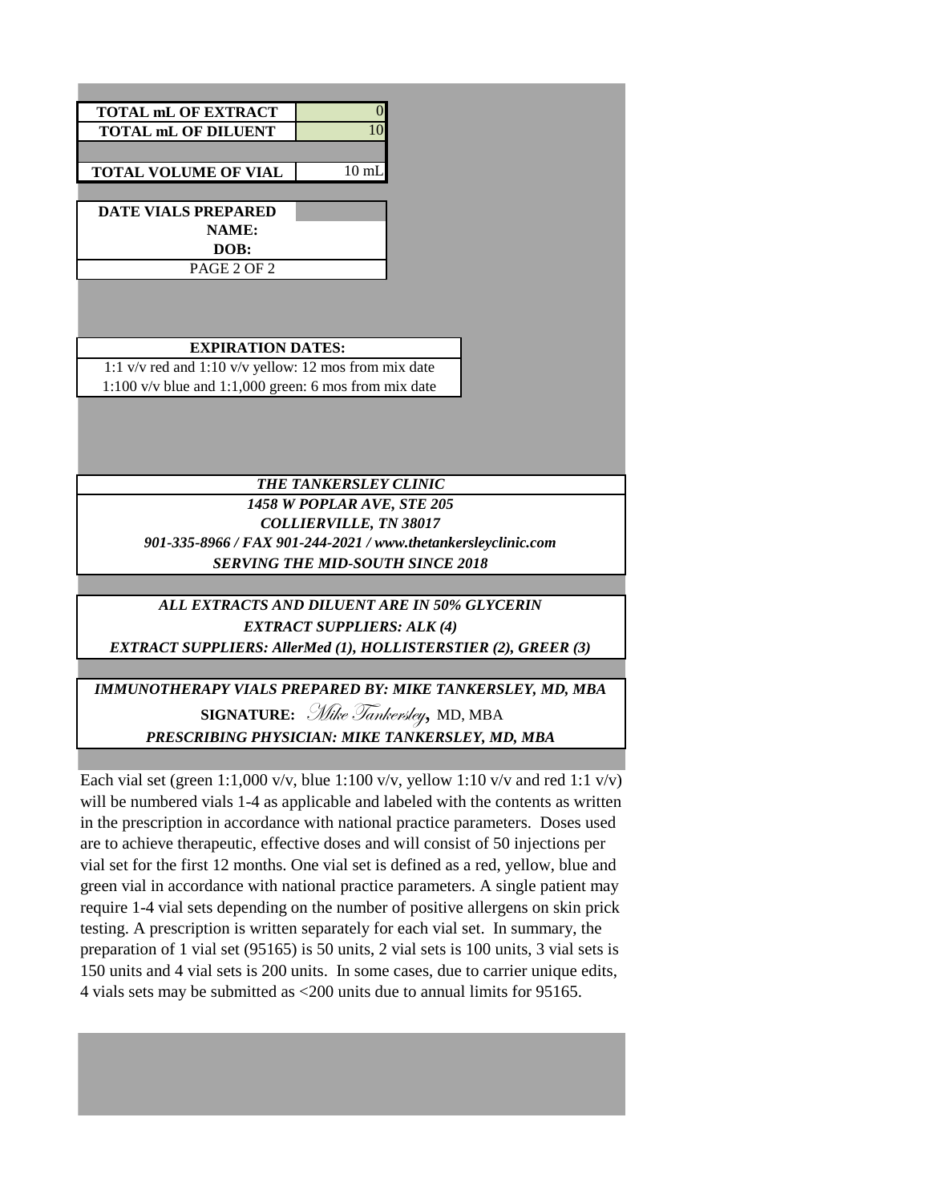| | |
|---|---|
| **TOTAL mL OF EXTRACT** | 0 |
| **TOTAL mL OF DILUENT** | 10 |
| | |
| **TOTAL VOLUME OF VIAL** | 10 mL |

| | |
|---|---|
| **DATE VIALS PREPARED** | |
| **NAME:** | |
| **DOB:** | |

PAGE 2 OF 2

| **EXPIRATION DATES:** |
|---|
| 1:1 v/v red and 1:10 v/v yellow: 12 mos from mix date |
| 1:100 v/v blue and 1:1,000 green: 6 mos from mix date |

***THE TANKERSLEY CLINIC***
***1458 W POPLAR AVE, STE 205***
***COLLIERVILLE, TN 38017***
***901-335-8966 / FAX 901-244-2021 / www.thetankersleyclinic.com***
***SERVING THE MID-SOUTH SINCE 2018***

***ALL EXTRACTS AND DILUENT ARE IN 50% GLYCERIN***
***EXTRACT SUPPLIERS: ALK (4)***
***EXTRACT SUPPLIERS: AllerMed (1), HOLLISTERSTIER (2), GREER (3)***

***IMMUNOTHERAPY VIALS PREPARED BY: MIKE TANKERSLEY, MD, MBA***
**SIGNATURE:** *Mike Tankersley*, MD, MBA
***PRESCRIBING PHYSICIAN: MIKE TANKERSLEY, MD, MBA***

Each vial set (green 1:1,000 v/v, blue 1:100 v/v, yellow 1:10 v/v and red 1:1 v/v) will be numbered vials 1-4 as applicable and labeled with the contents as written in the prescription in accordance with national practice parameters. Doses used are to achieve therapeutic, effective doses and will consist of 50 injections per vial set for the first 12 months. One vial set is defined as a red, yellow, blue and green vial in accordance with national practice parameters. A single patient may require 1-4 vial sets depending on the number of positive allergens on skin prick testing. A prescription is written separately for each vial set. In summary, the preparation of 1 vial set (95165) is 50 units, 2 vial sets is 100 units, 3 vial sets is 150 units and 4 vial sets is 200 units. In some cases, due to carrier unique edits, 4 vials sets may be submitted as <200 units due to annual limits for 95165.